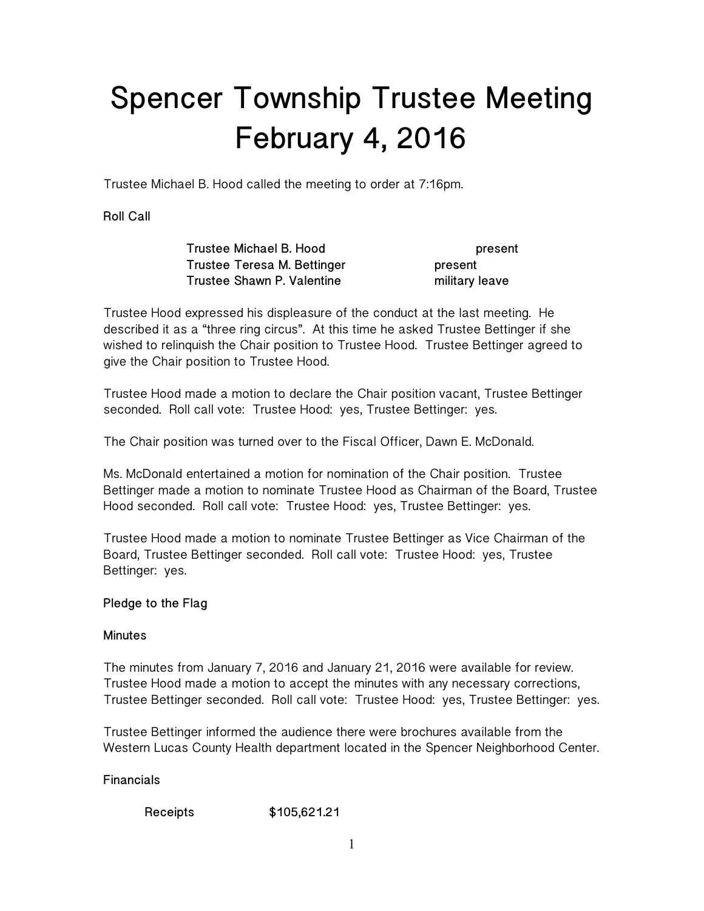# Spencer Township Trustee Meeting February 4, 2016

Trustee Michael B. Hood called the meeting to order at 7:16pm.

**Roll Call**

| | |
|---|---|
| Trustee Michael B. Hood | present |
| Trustee Teresa M. Bettinger | present |
| Trustee Shawn P. Valentine | military leave |

Trustee Hood expressed his displeasure of the conduct at the last meeting. He described it as a "three ring circus". At this time he asked Trustee Bettinger if she wished to relinquish the Chair position to Trustee Hood. Trustee Bettinger agreed to give the Chair position to Trustee Hood.

Trustee Hood made a motion to declare the Chair position vacant, Trustee Bettinger seconded. Roll call vote: Trustee Hood: yes, Trustee Bettinger: yes.

The Chair position was turned over to the Fiscal Officer, Dawn E. McDonald.

Ms. McDonald entertained a motion for nomination of the Chair position. Trustee Bettinger made a motion to nominate Trustee Hood as Chairman of the Board, Trustee Hood seconded. Roll call vote: Trustee Hood: yes, Trustee Bettinger: yes.

Trustee Hood made a motion to nominate Trustee Bettinger as Vice Chairman of the Board, Trustee Bettinger seconded. Roll call vote: Trustee Hood: yes, Trustee Bettinger: yes.

**Pledge to the Flag**

**Minutes**

The minutes from January 7, 2016 and January 21, 2016 were available for review. Trustee Hood made a motion to accept the minutes with any necessary corrections, Trustee Bettinger seconded. Roll call vote: Trustee Hood: yes, Trustee Bettinger: yes.

Trustee Bettinger informed the audience there were brochures available from the Western Lucas County Health department located in the Spencer Neighborhood Center.

**Financials**

| | |
|---|---|
| Receipts | $105,621.21 |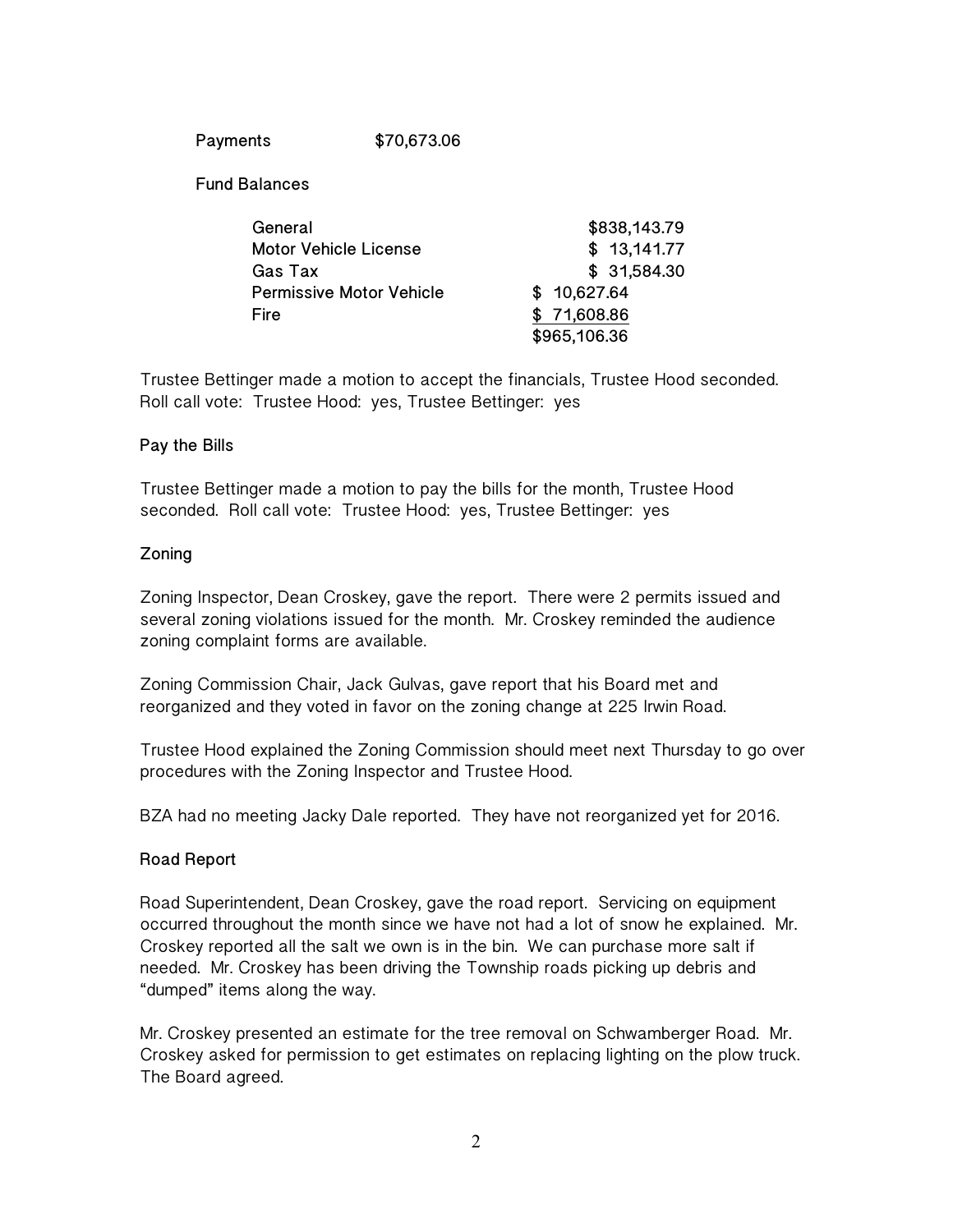Payments $70,673.06

Fund Balances

| | |
|---|---|
| General | $838,143.79 |
| Motor Vehicle License | $ 13,141.77 |
| Gas Tax | $ 31,584.30 |
| Permissive Motor Vehicle | $ 10,627.64 |
| Fire | $ 71,608.86 |
| | $965,106.36 |

Trustee Bettinger made a motion to accept the financials, Trustee Hood seconded. Roll call vote: Trustee Hood: yes, Trustee Bettinger: yes

### Pay the Bills

Trustee Bettinger made a motion to pay the bills for the month, Trustee Hood seconded. Roll call vote: Trustee Hood: yes, Trustee Bettinger: yes

### Zoning

Zoning Inspector, Dean Croskey, gave the report. There were 2 permits issued and several zoning violations issued for the month. Mr. Croskey reminded the audience zoning complaint forms are available.

Zoning Commission Chair, Jack Gulvas, gave report that his Board met and reorganized and they voted in favor on the zoning change at 225 Irwin Road.

Trustee Hood explained the Zoning Commission should meet next Thursday to go over procedures with the Zoning Inspector and Trustee Hood.

BZA had no meeting Jacky Dale reported. They have not reorganized yet for 2016.

### Road Report

Road Superintendent, Dean Croskey, gave the road report. Servicing on equipment occurred throughout the month since we have not had a lot of snow he explained. Mr. Croskey reported all the salt we own is in the bin. We can purchase more salt if needed. Mr. Croskey has been driving the Township roads picking up debris and "dumped" items along the way.

Mr. Croskey presented an estimate for the tree removal on Schwamberger Road. Mr. Croskey asked for permission to get estimates on replacing lighting on the plow truck. The Board agreed.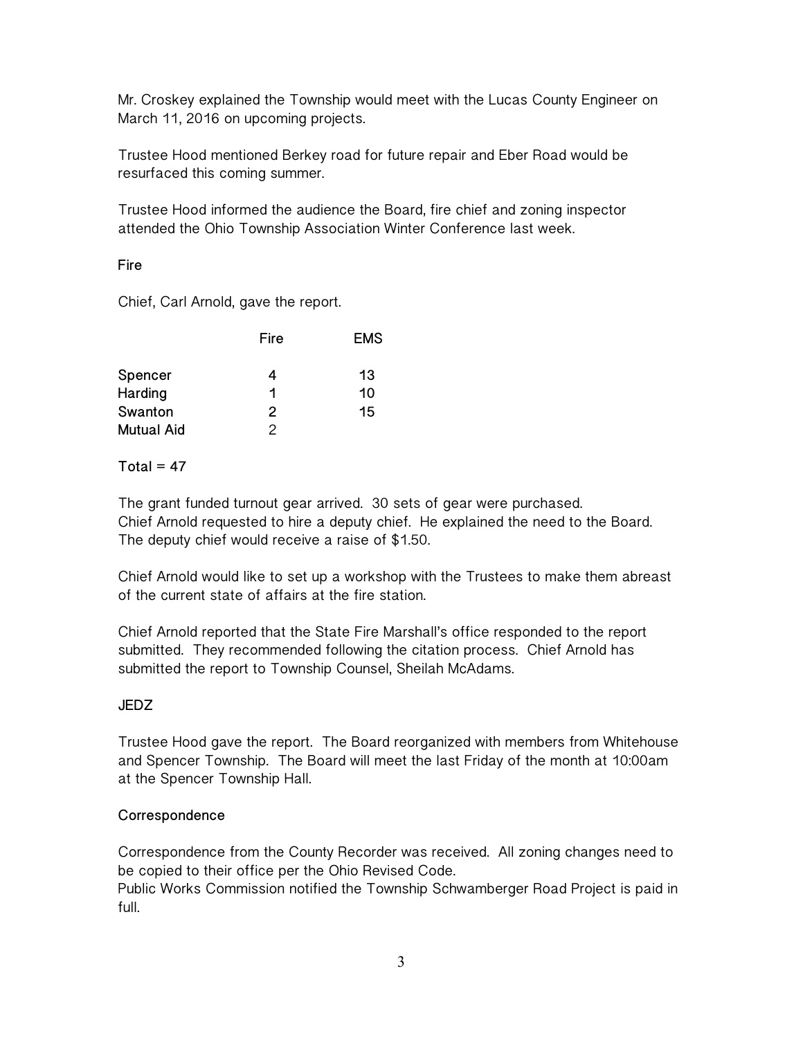Mr. Croskey explained the Township would meet with the Lucas County Engineer on March 11, 2016 on upcoming projects.

Trustee Hood mentioned Berkey road for future repair and Eber Road would be resurfaced this coming summer.

Trustee Hood informed the audience the Board, fire chief and zoning inspector attended the Ohio Township Association Winter Conference last week.

### Fire

Chief, Carl Arnold, gave the report.

| | Fire | EMS |
|---|---|---|
| Spencer | 4 | 13 |
| Harding | 1 | 10 |
| Swanton | 2 | 15 |
| Mutual Aid | 2 | |

Total = 47

The grant funded turnout gear arrived. 30 sets of gear were purchased.
Chief Arnold requested to hire a deputy chief. He explained the need to the Board. The deputy chief would receive a raise of $1.50.

Chief Arnold would like to set up a workshop with the Trustees to make them abreast of the current state of affairs at the fire station.

Chief Arnold reported that the State Fire Marshall's office responded to the report submitted. They recommended following the citation process. Chief Arnold has submitted the report to Township Counsel, Sheilah McAdams.

### JEDZ

Trustee Hood gave the report. The Board reorganized with members from Whitehouse and Spencer Township. The Board will meet the last Friday of the month at 10:00am at the Spencer Township Hall.

### Correspondence

Correspondence from the County Recorder was received. All zoning changes need to be copied to their office per the Ohio Revised Code.
Public Works Commission notified the Township Schwamberger Road Project is paid in full.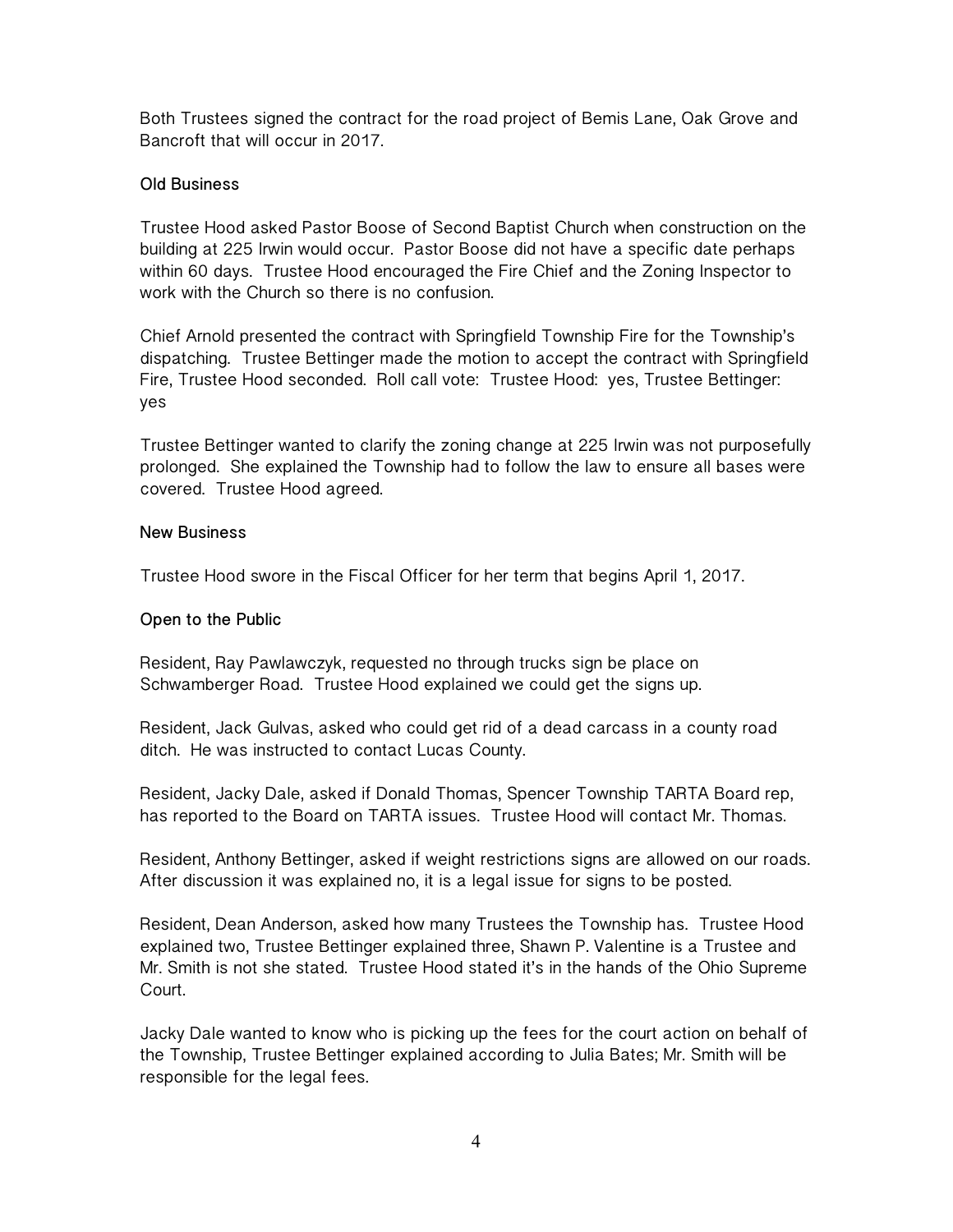Both Trustees signed the contract for the road project of Bemis Lane, Oak Grove and Bancroft that will occur in 2017.

### Old Business

Trustee Hood asked Pastor Boose of Second Baptist Church when construction on the building at 225 Irwin would occur. Pastor Boose did not have a specific date perhaps within 60 days. Trustee Hood encouraged the Fire Chief and the Zoning Inspector to work with the Church so there is no confusion.

Chief Arnold presented the contract with Springfield Township Fire for the Township's dispatching. Trustee Bettinger made the motion to accept the contract with Springfield Fire, Trustee Hood seconded. Roll call vote: Trustee Hood: yes, Trustee Bettinger: yes

Trustee Bettinger wanted to clarify the zoning change at 225 Irwin was not purposefully prolonged. She explained the Township had to follow the law to ensure all bases were covered. Trustee Hood agreed.

### New Business

Trustee Hood swore in the Fiscal Officer for her term that begins April 1, 2017.

### Open to the Public

Resident, Ray Pawlawczyk, requested no through trucks sign be place on Schwamberger Road. Trustee Hood explained we could get the signs up.

Resident, Jack Gulvas, asked who could get rid of a dead carcass in a county road ditch. He was instructed to contact Lucas County.

Resident, Jacky Dale, asked if Donald Thomas, Spencer Township TARTA Board rep, has reported to the Board on TARTA issues. Trustee Hood will contact Mr. Thomas.

Resident, Anthony Bettinger, asked if weight restrictions signs are allowed on our roads. After discussion it was explained no, it is a legal issue for signs to be posted.

Resident, Dean Anderson, asked how many Trustees the Township has. Trustee Hood explained two, Trustee Bettinger explained three, Shawn P. Valentine is a Trustee and Mr. Smith is not she stated. Trustee Hood stated it's in the hands of the Ohio Supreme Court.

Jacky Dale wanted to know who is picking up the fees for the court action on behalf of the Township, Trustee Bettinger explained according to Julia Bates; Mr. Smith will be responsible for the legal fees.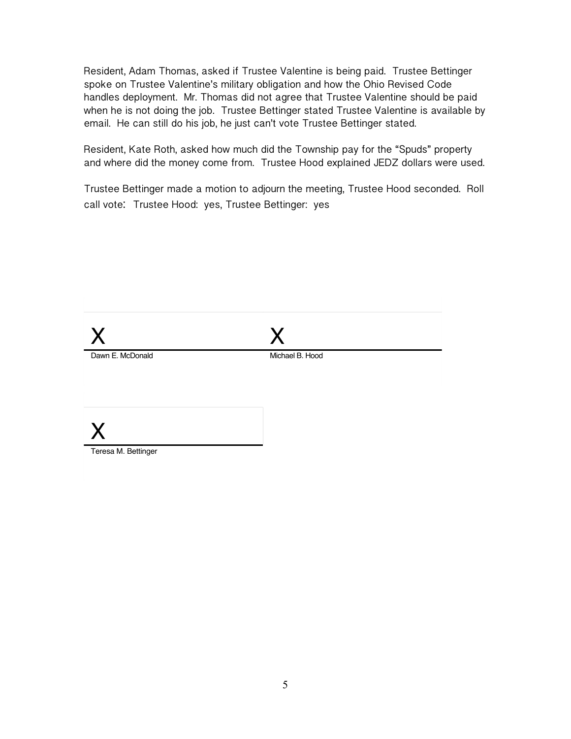Resident, Adam Thomas, asked if Trustee Valentine is being paid. Trustee Bettinger spoke on Trustee Valentine's military obligation and how the Ohio Revised Code handles deployment. Mr. Thomas did not agree that Trustee Valentine should be paid when he is not doing the job. Trustee Bettinger stated Trustee Valentine is available by email. He can still do his job, he just can't vote Trustee Bettinger stated.

Resident, Kate Roth, asked how much did the Township pay for the "Spuds" property and where did the money come from. Trustee Hood explained JEDZ dollars were used.

Trustee Bettinger made a motion to adjourn the meeting, Trustee Hood seconded. Roll call vote: Trustee Hood: yes, Trustee Bettinger: yes

X
Dawn E. McDonald

X
Michael B. Hood

X
Teresa M. Bettinger